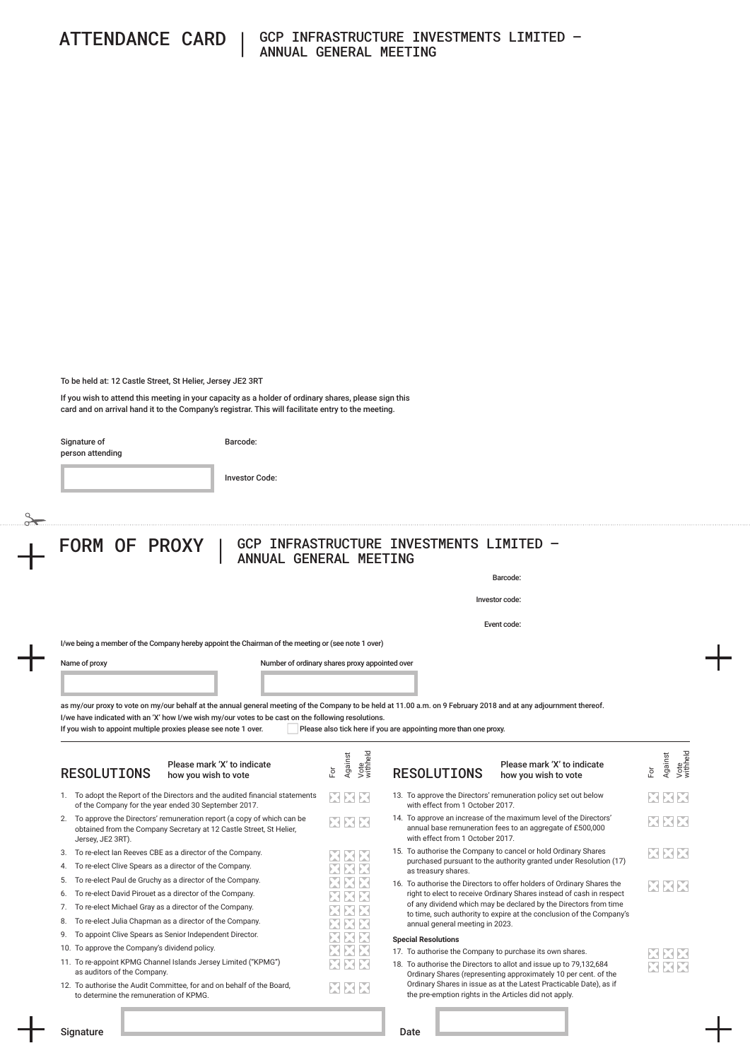# ATTENDANCE CARD | GCP INFRASTRUCTURE INVESTMENTS LIMITED – ANNUAL GENERAL MEETING

To be held at: 12 Castle Street, St Helier, Jersey JE2 3RT

If you wish to attend this meeting in your capacity as a holder of ordinary shares, please sign this card and on arrival hand it to the Company's registrar. This will facilitate entry to the meeting.

Signature of person attending

Barcode:

Investor Code:

# FORM OF PROXY | GCP INFRASTRUCTURE INVESTMENTS LIMITED – ANNUAL GENERAL MEETING

Barcode:

Investor code:

Event code:

I/we being a member of the Company hereby appoint the Chairman of the meeting or (see note 1 over)

Name of proxy

Number of ordinary shares proxy appointed over

as my/our proxy to vote on my/our behalf at the annual general meeting of the Company to be held at 11.00 a.m. on 9 February 2018 and at any adjournment thereof.
I/we have indicated with an 'X' how I/we wish my/our votes to be cast on the following resolutions.
If you wish to appoint multiple proxies please see note 1 over. ☐ Please also tick here if you are appointing more than one proxy.

## RESOLUTIONS

Please mark 'X' to indicate how you wish to vote

| Resolution | For | Against | Vote withheld |
|---|---|---|---|
| 1. To adopt the Report of the Directors and the audited financial statements of the Company for the year ended 30 September 2017. | | | |
| 2. To approve the Directors' remuneration report (a copy of which can be obtained from the Company Secretary at 12 Castle Street, St Helier, Jersey, JE2 3RT). | | | |
| 3. To re-elect Ian Reeves CBE as a director of the Company. | | | |
| 4. To re-elect Clive Spears as a director of the Company. | | | |
| 5. To re-elect Paul de Gruchy as a director of the Company. | | | |
| 6. To re-elect David Pirouet as a director of the Company. | | | |
| 7. To re-elect Michael Gray as a director of the Company. | | | |
| 8. To re-elect Julia Chapman as a director of the Company. | | | |
| 9. To appoint Clive Spears as Senior Independent Director. | | | |
| 10. To approve the Company's dividend policy. | | | |
| 11. To re-appoint KPMG Channel Islands Jersey Limited ("KPMG") as auditors of the Company. | | | |
| 12. To authorise the Audit Committee, for and on behalf of the Board, to determine the remuneration of KPMG. | | | |
| 13. To approve the Directors' remuneration policy set out below with effect from 1 October 2017. | | | |
| 14. To approve an increase of the maximum level of the Directors' annual base remuneration fees to an aggregate of £500,000 with effect from 1 October 2017. | | | |
| 15. To authorise the Company to cancel or hold Ordinary Shares purchased pursuant to the authority granted under Resolution (17) as treasury shares. | | | |
| 16. To authorise the Directors to offer holders of Ordinary Shares the right to elect to receive Ordinary Shares instead of cash in respect of any dividend which may be declared by the Directors from time to time, such authority to expire at the conclusion of the Company's annual general meeting in 2023. | | | |
| **Special Resolutions** | | | |
| 17. To authorise the Company to purchase its own shares. | | | |
| 18. To authorise the Directors to allot and issue up to 79,132,684 Ordinary Shares (representing approximately 10 per cent. of the Ordinary Shares in issue as at the Latest Practicable Date), as if the pre-emption rights in the Articles did not apply. | | | |

Signature

Date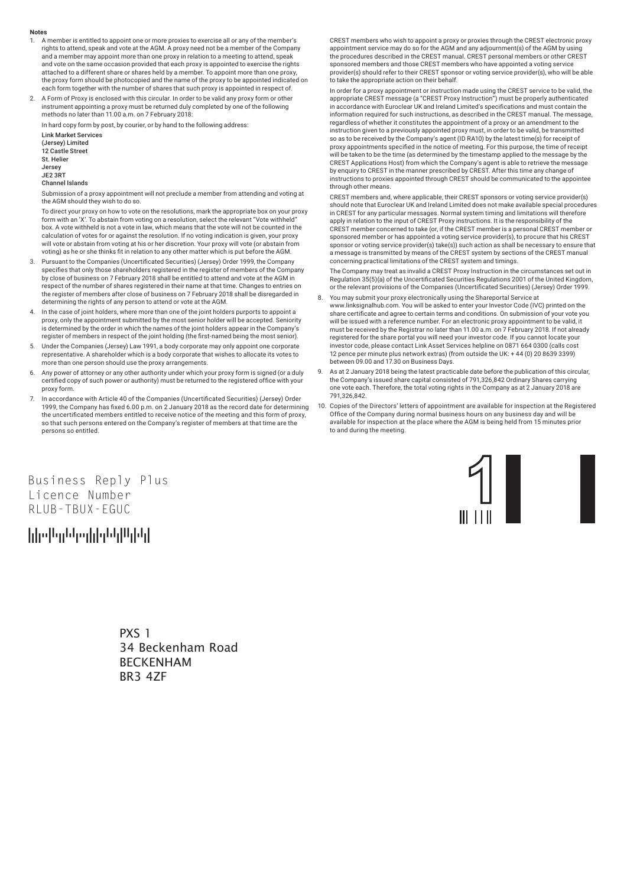**Notes**

1. A member is entitled to appoint one or more proxies to exercise all or any of the member's rights to attend, speak and vote at the AGM. A proxy need not be a member of the Company and a member may appoint more than one proxy in relation to a meeting to attend, speak and vote on the same occasion provided that each proxy is appointed to exercise the rights attached to a different share or shares held by a member. To appoint more than one proxy, the proxy form should be photocopied and the name of the proxy to be appointed indicated on each form together with the number of shares that such proxy is appointed in respect of.
2. A Form of Proxy is enclosed with this circular. In order to be valid any proxy form or other instrument appointing a proxy must be returned duly completed by one of the following methods no later than 11.00 a.m. on 7 February 2018:

   In hard copy form by post, by courier, or by hand to the following address:

   Link Market Services
   (Jersey) Limited
   12 Castle Street
   St. Helier
   Jersey
   JE2 3RT
   Channel Islands

   Submission of a proxy appointment will not preclude a member from attending and voting at the AGM should they wish to do so.

   To direct your proxy on how to vote on the resolutions, mark the appropriate box on your proxy form with an 'X'. To abstain from voting on a resolution, select the relevant "Vote withheld" box. A vote withheld is not a vote in law, which means that the vote will not be counted in the calculation of votes for or against the resolution. If no voting indication is given, your proxy will vote or abstain from voting at his or her discretion. Your proxy will vote (or abstain from voting) as he or she thinks fit in relation to any other matter which is put before the AGM.
3. Pursuant to the Companies (Uncertificated Securities) (Jersey) Order 1999, the Company specifies that only those shareholders registered in the register of members of the Company by close of business on 7 February 2018 shall be entitled to attend and vote at the AGM in respect of the number of shares registered in their name at that time. Changes to entries on the register of members after close of business on 7 February 2018 shall be disregarded in determining the rights of any person to attend or vote at the AGM.
4. In the case of joint holders, where more than one of the joint holders purports to appoint a proxy, only the appointment submitted by the most senior holder will be accepted. Seniority is determined by the order in which the names of the joint holders appear in the Company's register of members in respect of the joint holding (the first-named being the most senior).
5. Under the Companies (Jersey) Law 1991, a body corporate may only appoint one corporate representative. A shareholder which is a body corporate that wishes to allocate its votes to more than one person should use the proxy arrangements.
6. Any power of attorney or any other authority under which your proxy form is signed (or a duly certified copy of such power or authority) must be returned to the registered office with your proxy form.
7. In accordance with Article 40 of the Companies (Uncertificated Securities) (Jersey) Order 1999, the Company has fixed 6.00 p.m. on 2 January 2018 as the record date for determining the uncertificated members entitled to receive notice of the meeting and this form of proxy, so that such persons entered on the Company's register of members at that time are the persons so entitled.

   CREST members who wish to appoint a proxy or proxies through the CREST electronic proxy appointment service may do so for the AGM and any adjournment(s) of the AGM by using the procedures described in the CREST manual. CREST personal members or other CREST sponsored members and those CREST members who have appointed a voting service provider(s) should refer to their CREST sponsor or voting service provider(s), who will be able to take the appropriate action on their behalf.

   In order for a proxy appointment or instruction made using the CREST service to be valid, the appropriate CREST message (a "CREST Proxy Instruction") must be properly authenticated in accordance with Euroclear UK and Ireland Limited's specifications and must contain the information required for such instructions, as described in the CREST manual. The message, regardless of whether it constitutes the appointment of a proxy or an amendment to the instruction given to a previously appointed proxy must, in order to be valid, be transmitted so as to be received by the Company's agent (ID RA10) by the latest time(s) for receipt of proxy appointments specified in the notice of meeting. For this purpose, the time of receipt will be taken to be the time (as determined by the timestamp applied to the message by the CREST Applications Host) from which the Company's agent is able to retrieve the message by enquiry to CREST in the manner prescribed by CREST. After this time any change of instructions to proxies appointed through CREST should be communicated to the appointee through other means.

   CREST members and, where applicable, their CREST sponsors or voting service provider(s) should note that Euroclear UK and Ireland Limited does not make available special procedures in CREST for any particular messages. Normal system timing and limitations will therefore apply in relation to the input of CREST Proxy instructions. It is the responsibility of the CREST member concerned to take (or, if the CREST member is a personal CREST member or sponsored member or has appointed a voting service provider(s), to procure that his CREST sponsor or voting service provider(s) take(s)) such action as shall be necessary to ensure that a message is transmitted by means of the CREST system by sections of the CREST manual concerning practical limitations of the CREST system and timings.

   The Company may treat as invalid a CREST Proxy Instruction in the circumstances set out in Regulation 35(5)(a) of the Uncertificated Securities Regulations 2001 of the United Kingdom, or the relevant provisions of the Companies (Uncertificated Securities) (Jersey) Order 1999.
8. You may submit your proxy electronically using the Shareportal Service at www.linksignalhub.com. You will be asked to enter your Investor Code (IVC) printed on the share certificate and agree to certain terms and conditions. On submission of your vote you will be issued with a reference number. For an electronic proxy appointment to be valid, it must be received by the Registrar no later than 11.00 a.m. on 7 February 2018. If not already registered for the share portal you will need your investor code. If you cannot locate your investor code, please contact Link Asset Services helpline on 0871 664 0300 (calls cost 12 pence per minute plus network extras) (from outside the UK: + 44 (0) 20 8639 3399) between 09.00 and 17.30 on Business Days.
9. As at 2 January 2018 being the latest practicable date before the publication of this circular, the Company's issued share capital consisted of 791,326,842 Ordinary Shares carrying one vote each. Therefore, the total voting rights in the Company as at 2 January 2018 are 791,326,842.
10. Copies of the Directors' letters of appointment are available for inspection at the Registered Office of the Company during normal business hours on any business day and will be available for inspection at the place where the AGM is being held from 15 minutes prior to and during the meeting.

Business Reply Plus
Licence Number
RLUB-TBUX-EGUC

1

PXS 1
34 Beckenham Road
BECKENHAM
BR3 4ZF